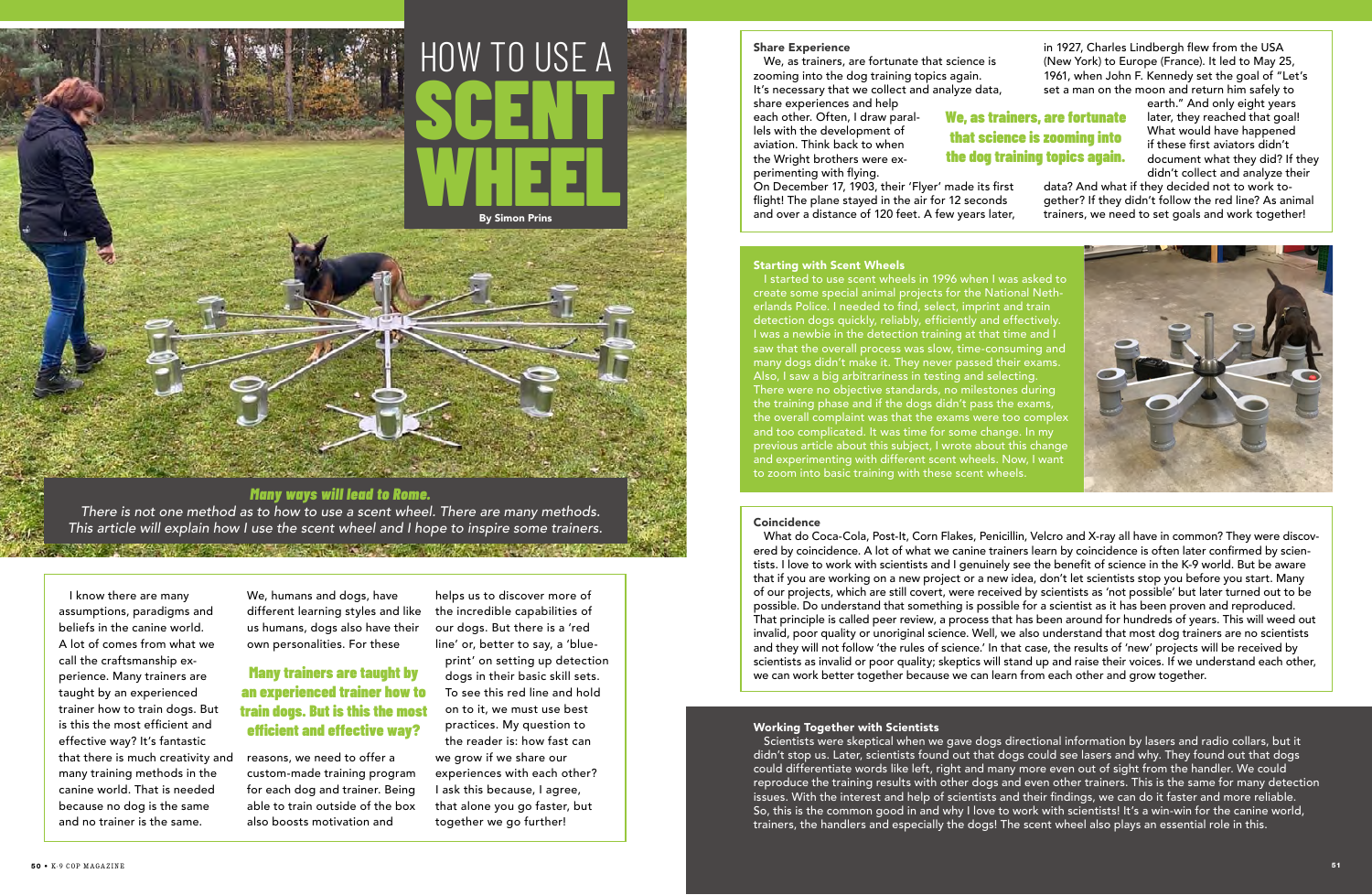# HOW TO USE A SCENT WHEEL

By Simon Prins

***Many ways will lead to Rome.***

*There is not one method as to how to use a scent wheel. There are many methods. This article will explain how I use the scent wheel and I hope to inspire some trainers.*

I know there are many assumptions, paradigms and beliefs in the canine world. A lot of comes from what we call the craftsmanship experience. Many trainers are taught by an experienced trainer how to train dogs. But is this the most efficient and effective way? It's fantastic that there is much creativity and many training methods in the canine world. That is needed because no dog is the same and no trainer is the same.

We, humans and dogs, have different learning styles and like us humans, dogs also have their own personalities. For these reasons, we need to offer a custom-made training program for each dog and trainer. Being able to train outside of the box also boosts motivation and helps us to discover more of the incredible capabilities of our dogs. But there is a 'red line' or, better to say, a 'blueprint' on setting up detection dogs in their basic skill sets. To see this red line and hold on to it, we must use best practices. My question to the reader is: how fast can we grow if we share our experiences with each other? I ask this because, I agree, that alone you go faster, but together we go further!

**Many trainers are taught by an experienced trainer how to train dogs. But is this the most efficient and effective way?**

## Share Experience

We, as trainers, are fortunate that science is zooming into the dog training topics again. It's necessary that we collect and analyze data, share experiences and help each other. Often, I draw parallels with the development of aviation. Think back to when the Wright brothers were experimenting with flying. On December 17, 1903, their 'Flyer' made its first flight! The plane stayed in the air for 12 seconds and over a distance of 120 feet. A few years later, in 1927, Charles Lindbergh flew from the USA (New York) to Europe (France). It led to May 25, 1961, when John F. Kennedy set the goal of "Let's set a man on the moon and return him safely to earth." And only eight years later, they reached that goal! What would have happened if these first aviators didn't document what they did? If they didn't collect and analyze their data? And what if they decided not to work together? If they didn't follow the red line? As animal trainers, we need to set goals and work together!

**We, as trainers, are fortunate that science is zooming into the dog training topics again.**

## Starting with Scent Wheels

I started to use scent wheels in 1996 when I was asked to create some special animal projects for the National Netherlands Police. I needed to find, select, imprint and train detection dogs quickly, reliably, efficiently and effectively. I was a newbie in the detection training at that time and I saw that the overall process was slow, time-consuming and many dogs didn't make it. They never passed their exams. Also, I saw a big arbitrariness in testing and selecting. There were no objective standards, no milestones during the training phase and if the dogs didn't pass the exams, the overall complaint was that the exams were too complex and too complicated. It was time for some change. In my previous article about this subject, I wrote about this change and experimenting with different scent wheels. Now, I want to zoom into basic training with these scent wheels.

## Coincidence

What do Coca-Cola, Post-It, Corn Flakes, Penicillin, Velcro and X-ray all have in common? They were discovered by coincidence. A lot of what we canine trainers learn by coincidence is often later confirmed by scientists. I love to work with scientists and I genuinely see the benefit of science in the K-9 world. But be aware that if you are working on a new project or a new idea, don't let scientists stop you before you start. Many of our projects, which are still covert, were received by scientists as 'not possible' but later turned out to be possible. Do understand that something is possible for a scientist as it has been proven and reproduced. That principle is called peer review, a process that has been around for hundreds of years. This will weed out invalid, poor quality or unoriginal science. Well, we also understand that most dog trainers are no scientists and they will not follow 'the rules of science.' In that case, the results of 'new' projects will be received by scientists as invalid or poor quality; skeptics will stand up and raise their voices. If we understand each other, we can work better together because we can learn from each other and grow together.

## Working Together with Scientists

Scientists were skeptical when we gave dogs directional information by lasers and radio collars, but it didn't stop us. Later, scientists found out that dogs could see lasers and why. They found out that dogs could differentiate words like left, right and many more even out of sight from the handler. We could reproduce the training results with other dogs and even other trainers. This is the same for many detection issues. With the interest and help of scientists and their findings, we can do it faster and more reliable. So, this is the common good in and why I love to work with scientists! It's a win-win for the canine world, trainers, the handlers and especially the dogs! The scent wheel also plays an essential role in this.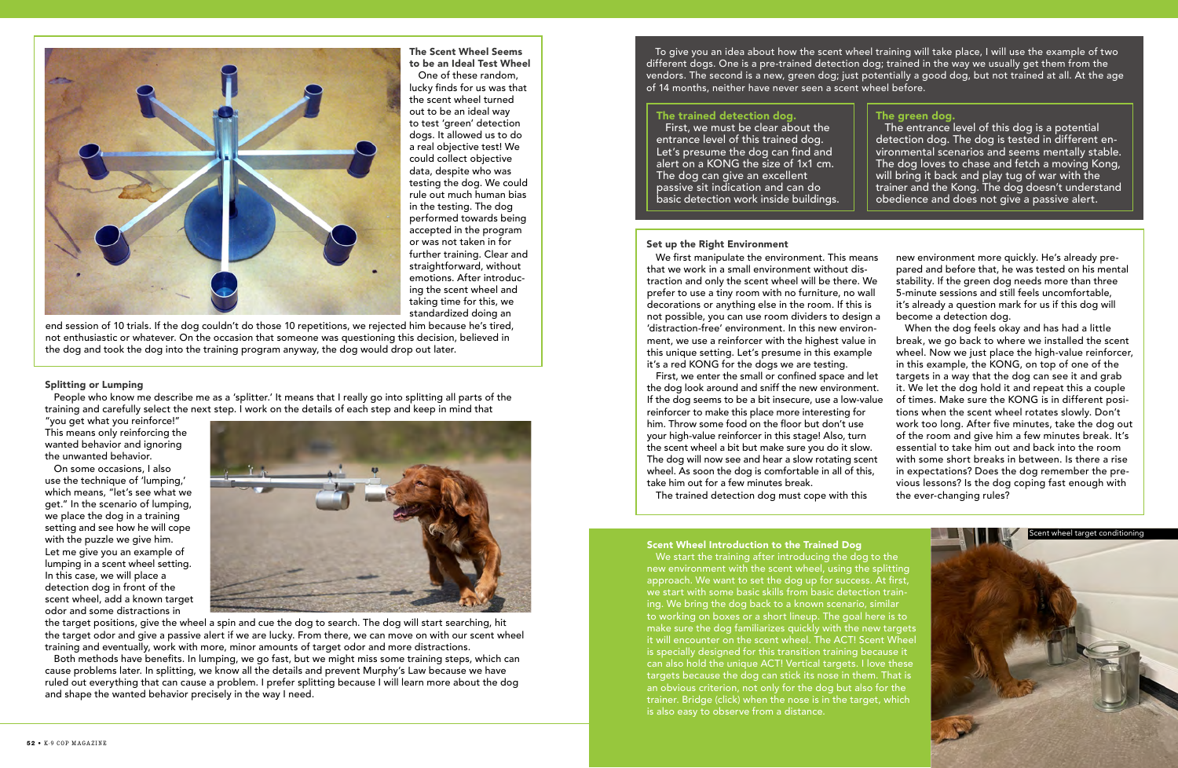### The Scent Wheel Seems to be an Ideal Test Wheel

One of these random, lucky finds for us was that the scent wheel turned out to be an ideal way to test 'green' detection dogs. It allowed us to do a real objective test! We could collect objective data, despite who was testing the dog. We could rule out much human bias in the testing. The dog performed towards being accepted in the program or was not taken in for further training. Clear and straightforward, without emotions. After introducing the scent wheel and taking time for this, we standardized doing an end session of 10 trials. If the dog couldn't do those 10 repetitions, we rejected him because he's tired, not enthusiastic or whatever. On the occasion that someone was questioning this decision, believed in the dog and took the dog into the training program anyway, the dog would drop out later.

### Splitting or Lumping

People who know me describe me as a 'splitter.' It means that I really go into splitting all parts of the training and carefully select the next step. I work on the details of each step and keep in mind that "you get what you reinforce!" This means only reinforcing the wanted behavior and ignoring the unwanted behavior.

On some occasions, I also use the technique of 'lumping,' which means, "let's see what we get." In the scenario of lumping, we place the dog in a training setting and see how he will cope with the puzzle we give him. Let me give you an example of lumping in a scent wheel setting. In this case, we will place a detection dog in front of the scent wheel, add a known target odor and some distractions in the target positions, give the wheel a spin and cue the dog to search. The dog will start searching, hit the target odor and give a passive alert if we are lucky. From there, we can move on with our scent wheel training and eventually, work with more, minor amounts of target odor and more distractions.

Both methods have benefits. In lumping, we go fast, but we might miss some training steps, which can cause problems later. In splitting, we know all the details and prevent Murphy's Law because we have ruled out everything that can cause a problem. I prefer splitting because I will learn more about the dog and shape the wanted behavior precisely in the way I need.

To give you an idea about how the scent wheel training will take place, I will use the example of two different dogs. One is a pre-trained detection dog; trained in the way we usually get them from the vendors. The second is a new, green dog; just potentially a good dog, but not trained at all. At the age of 14 months, neither have never seen a scent wheel before.

**The trained detection dog.**
First, we must be clear about the entrance level of this trained dog. Let's presume the dog can find and alert on a KONG the size of 1x1 cm. The dog can give an excellent passive sit indication and can do basic detection work inside buildings.

**The green dog.**
The entrance level of this dog is a potential detection dog. The dog is tested in different environmental scenarios and seems mentally stable. The dog loves to chase and fetch a moving Kong, will bring it back and play tug of war with the trainer and the Kong. The dog doesn't understand obedience and does not give a passive alert.

### Set up the Right Environment

We first manipulate the environment. This means that we work in a small environment without distraction and only the scent wheel will be there. We prefer to use a tiny room with no furniture, no wall decorations or anything else in the room. If this is not possible, you can use room dividers to design a 'distraction-free' environment. In this new environment, we use a reinforcer with the highest value in this unique setting. Let's presume in this example it's a red KONG for the dogs we are testing.

First, we enter the small or confined space and let the dog look around and sniff the new environment. If the dog seems to be a bit insecure, use a low-value reinforcer to make this place more interesting for him. Throw some food on the floor but don't use your high-value reinforcer in this stage! Also, turn the scent wheel a bit but make sure you do it slow. The dog will now see and hear a slow rotating scent wheel. As soon the dog is comfortable in all of this, take him out for a few minutes break.

The trained detection dog must cope with this new environment more quickly. He's already prepared and before that, he was tested on his mental stability. If the green dog needs more than three 5-minute sessions and still feels uncomfortable, it's already a question mark for us if this dog will become a detection dog.

When the dog feels okay and has had a little break, we go back to where we installed the scent wheel. Now we just place the high-value reinforcer, in this example, the KONG, on top of one of the targets in a way that the dog can see it and grab it. We let the dog hold it and repeat this a couple of times. Make sure the KONG is in different positions when the scent wheel rotates slowly. Don't work too long. After five minutes, take the dog out of the room and give him a few minutes break. It's essential to take him out and back into the room with some short breaks in between. Is there a rise in expectations? Does the dog remember the previous lessons? Is the dog coping fast enough with the ever-changing rules?

### Scent Wheel Introduction to the Trained Dog

We start the training after introducing the dog to the new environment with the scent wheel, using the splitting approach. We want to set the dog up for success. At first, we start with some basic skills from basic detection training. We bring the dog back to a known scenario, similar to working on boxes or a short lineup. The goal here is to make sure the dog familiarizes quickly with the new targets it will encounter on the scent wheel. The ACT! Scent Wheel is specially designed for this transition training because it can also hold the unique ACT! Vertical targets. I love these targets because the dog can stick its nose in them. That is an obvious criterion, not only for the dog but also for the trainer. Bridge (click) when the nose is in the target, which is also easy to observe from a distance.

Scent wheel target conditioning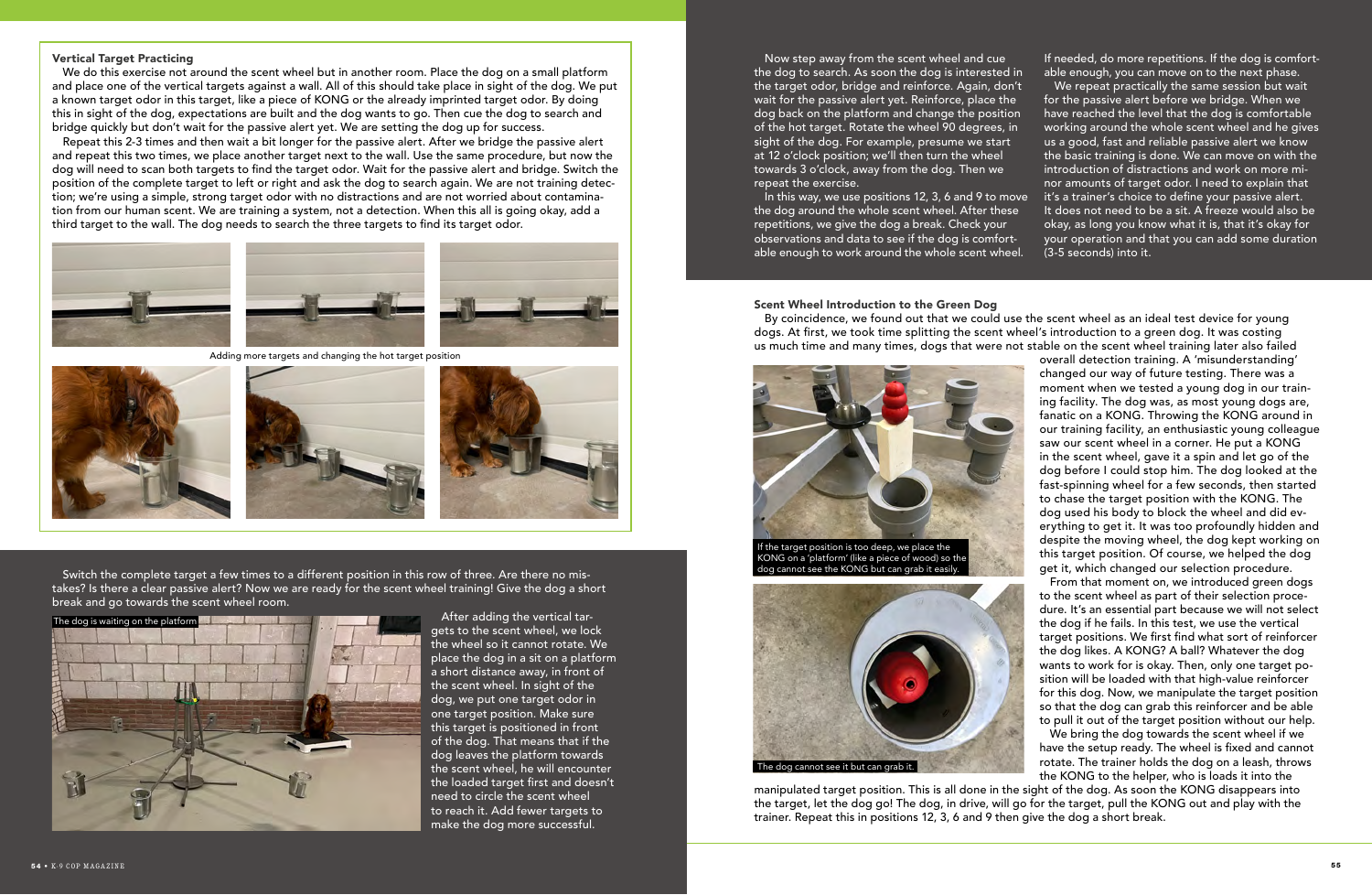### Vertical Target Practicing

We do this exercise not around the scent wheel but in another room. Place the dog on a small platform and place one of the vertical targets against a wall. All of this should take place in sight of the dog. We put a known target odor in this target, like a piece of KONG or the already imprinted target odor. By doing this in sight of the dog, expectations are built and the dog wants to go. Then cue the dog to search and bridge quickly but don't wait for the passive alert yet. We are setting the dog up for success.

Repeat this 2-3 times and then wait a bit longer for the passive alert. After we bridge the passive alert and repeat this two times, we place another target next to the wall. Use the same procedure, but now the dog will need to scan both targets to find the target odor. Wait for the passive alert and bridge. Switch the position of the complete target to left or right and ask the dog to search again. We are not training detection; we're using a simple, strong target odor with no distractions and are not worried about contamination from our human scent. We are training a system, not a detection. When this all is going okay, add a third target to the wall. The dog needs to search the three targets to find its target odor.

Adding more targets and changing the hot target position

Switch the complete target a few times to a different position in this row of three. Are there no mistakes? Is there a clear passive alert? Now we are ready for the scent wheel training! Give the dog a short break and go towards the scent wheel room.

The dog is waiting on the platform

After adding the vertical targets to the scent wheel, we lock the wheel so it cannot rotate. We place the dog in a sit on a platform a short distance away, in front of the scent wheel. In sight of the dog, we put one target odor in one target position. Make sure this target is positioned in front of the dog. That means that if the dog leaves the platform towards the scent wheel, he will encounter the loaded target first and doesn't need to circle the scent wheel to reach it. Add fewer targets to make the dog more successful.

Now step away from the scent wheel and cue the dog to search. As soon the dog is interested in the target odor, bridge and reinforce. Again, don't wait for the passive alert yet. Reinforce, place the dog back on the platform and change the position of the hot target. Rotate the wheel 90 degrees, in sight of the dog. For example, presume we start at 12 o'clock position; we'll then turn the wheel towards 3 o'clock, away from the dog. Then we repeat the exercise.

In this way, we use positions 12, 3, 6 and 9 to move the dog around the whole scent wheel. After these repetitions, we give the dog a break. Check your observations and data to see if the dog is comfortable enough to work around the whole scent wheel. If needed, do more repetitions. If the dog is comfortable enough, you can move on to the next phase.

We repeat practically the same session but wait for the passive alert before we bridge. When we have reached the level that the dog is comfortable working around the whole scent wheel and he gives us a good, fast and reliable passive alert we know the basic training is done. We can move on with the introduction of distractions and work on more minor amounts of target odor. I need to explain that it's a trainer's choice to define your passive alert. It does not need to be a sit. A freeze would also be okay, as long you know what it is, that it's okay for your operation and that you can add some duration (3-5 seconds) into it.

### Scent Wheel Introduction to the Green Dog

By coincidence, we found out that we could use the scent wheel as an ideal test device for young dogs. At first, we took time splitting the scent wheel's introduction to a green dog. It was costing us much time and many times, dogs that were not stable on the scent wheel training later also failed overall detection training. A 'misunderstanding' changed our way of future testing. There was a moment when we tested a young dog in our training facility. The dog was, as most young dogs are, fanatic on a KONG. Throwing the KONG around in our training facility, an enthusiastic young colleague saw our scent wheel in a corner. He put a KONG in the scent wheel, gave it a spin and let go of the dog before I could stop him. The dog looked at the fast-spinning wheel for a few seconds, then started to chase the target position with the KONG. The dog used his body to block the wheel and did everything to get it. It was too profoundly hidden and despite the moving wheel, the dog kept working on this target position. Of course, we helped the dog get it, which changed our selection procedure.

If the target position is too deep, we place the KONG on a 'platform' (like a piece of wood) so the dog cannot see the KONG but can grab it easily.

The dog cannot see it but can grab it.

From that moment on, we introduced green dogs to the scent wheel as part of their selection procedure. It's an essential part because we will not select the dog if he fails. In this test, we use the vertical target positions. We first find what sort of reinforcer the dog likes. A KONG? A ball? Whatever the dog wants to work for is okay. Then, only one target position will be loaded with that high-value reinforcer for this dog. Now, we manipulate the target position so that the dog can grab this reinforcer and be able to pull it out of the target position without our help.

We bring the dog towards the scent wheel if we have the setup ready. The wheel is fixed and cannot rotate. The trainer holds the dog on a leash, throws the KONG to the helper, who is loads it into the manipulated target position. This is all done in the sight of the dog. As soon the KONG disappears into the target, let the dog go! The dog, in drive, will go for the target, pull the KONG out and play with the trainer. Repeat this in positions 12, 3, 6 and 9 then give the dog a short break.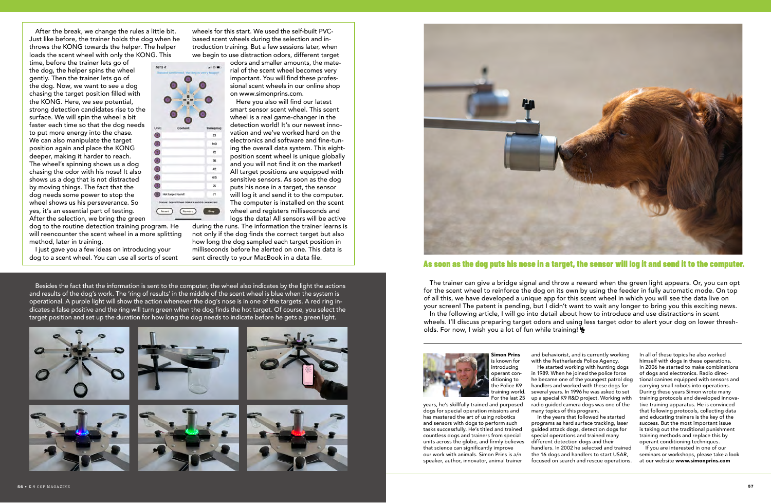After the break, we change the rules a little bit. Just like before, the trainer holds the dog when he throws the KONG towards the helper. The helper loads the scent wheel with only the KONG. This time, before the trainer lets go of the dog, the helper spins the wheel gently. Then the trainer lets go of the dog. Now, we want to see a dog chasing the target position filled with the KONG. Here, we see potential, strong detection candidates rise to the surface. We will spin the wheel a bit faster each time so that the dog needs to put more energy into the chase. We can also manipulate the target position again and place the KONG deeper, making it harder to reach. The wheel's spinning shows us a dog chasing the odor with his nose! It also shows us a dog that is not distracted by moving things. The fact that the dog needs some power to stop the wheel shows us his perseverance. So yes, it's an essential part of testing. After the selection, we bring the green dog to the routine detection training program. He will reencounter the scent wheel in a more splitting method, later in training.

I just gave you a few ideas on introducing your dog to a scent wheel. You can use all sorts of scent wheels for this start. We used the self-built PVC-based scent wheels during the selection and introduction training. But a few sessions later, when we begin to use distraction odors, different target odors and smaller amounts, the material of the scent wheel becomes very important. You will find these professional scent wheels in our online shop on www.simonprins.com.

Here you also will find our latest smart sensor scent wheel. This scent wheel is a real game-changer in the detection world! It's our newest innovation and we've worked hard on the electronics and software and fine-tuning the overall data system. This eight-position scent wheel is unique globally and you will not find it on the market! All target positions are equipped with sensitive sensors. As soon as the dog puts his nose in a target, the sensor will log it and send it to the computer. The computer is installed on the scent wheel and registers milliseconds and logs the data! All sensors will be active during the runs. The information the trainer learns is not only if the dog finds the correct target but also how long the dog sampled each target position in milliseconds before he alerted on one. This data is sent directly to your MacBook in a data file.

Besides the fact that the information is sent to the computer, the wheel also indicates by the light the actions and results of the dog's work. The 'ring of results' in the middle of the scent wheel is blue when the system is operational. A purple light will show the action whenever the dog's nose is in one of the targets. A red ring indicates a false positive and the ring will turn green when the dog finds the hot target. Of course, you select the target position and set up the duration for how long the dog needs to indicate before he gets a green light.

**As soon as the dog puts his nose in a target, the sensor will log it and send it to the computer.**

The trainer can give a bridge signal and throw a reward when the green light appears. Or, you can opt for the scent wheel to reinforce the dog on its own by using the feeder in fully automatic mode. On top of all this, we have developed a unique app for this scent wheel in which you will see the data live on your screen! The patent is pending, but I didn't want to wait any longer to bring you this exciting news.

In the following article, I will go into detail about how to introduce and use distractions in scent wheels. I'll discuss preparing target odors and using less target odor to alert your dog on lower thresholds. For now, I wish you a lot of fun while training!

**Simon Prins** is known for introducing operant conditioning to the Police K9 training world. For the last 25 years, he's skillfully trained and purposed dogs for special operation missions and has mastered the art of using robotics and sensors with dogs to perform such tasks successfully. He's titled and trained countless dogs and trainers from special units across the globe, and firmly believes that science can significantly improve our work with animals. Simon Prins is a/n speaker, author, innovator, animal trainer and behaviorist, and is currently working with the Netherlands Police Agency.

He started working with hunting dogs in 1989. When he joined the police force he became one of the youngest patrol dog handlers and worked with these dogs for several years. In 1996 he was asked to set up a special K9 R&D project. Working with radio guided camera dogs was one of the many topics of this program.

In the years that followed he started programs as hard surface tracking, laser guided attack dogs, detection dogs for special operations and trained many different detection dogs and their handlers. In 2002 he selected and trained the 16 dogs and handlers to start USAR, focused on search and rescue operations. In all of these topics he also worked himself with dogs in these operations. In 2006 he started to make combinations of dogs and electronics. Radio directional canines equipped with sensors and carrying small robots into operations. During these years Simon wrote many training protocols and developed innovative training apparatus. He is convinced that following protocols, collecting data and educating trainers is the key of the success. But the most important issue is taking out the traditional punishment training methods and replace this by operant conditioning techniques.

If you are interested in one of our seminars or workshops, please take a look at our website **www.simonprins.com**